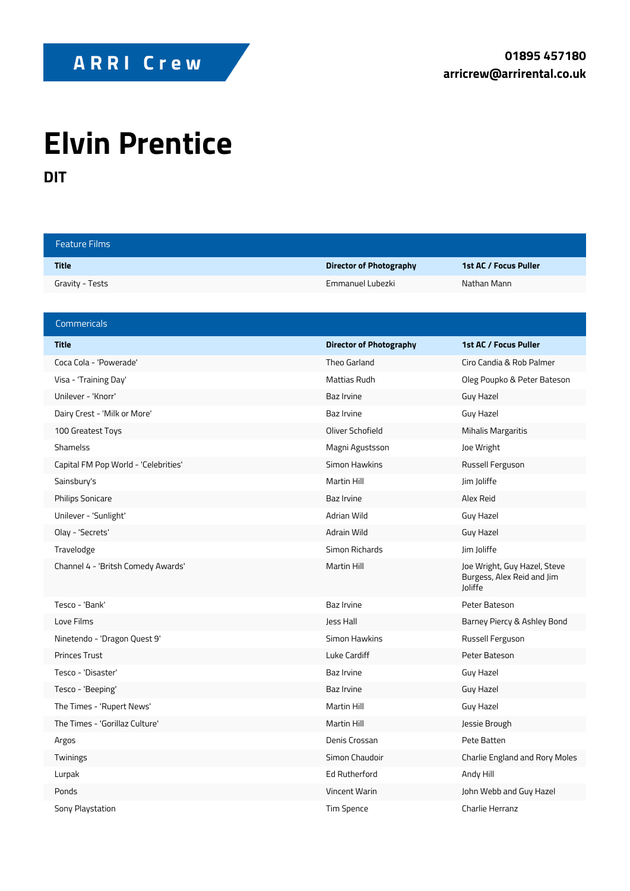ARRI Crew

**01895 457180**
**arricrew@arrirental.co.uk**

# Elvin Prentice

## DIT

### Feature Films

| Title | Director of Photography | 1st AC / Focus Puller |
|---|---|---|
| Gravity - Tests | Emmanuel Lubezki | Nathan Mann |

### Commericals

| Title | Director of Photography | 1st AC / Focus Puller |
|---|---|---|
| Coca Cola - 'Powerade' | Theo Garland | Ciro Candia & Rob Palmer |
| Visa - 'Training Day' | Mattias Rudh | Oleg Poupko & Peter Bateson |
| Unilever - 'Knorr' | Baz Irvine | Guy Hazel |
| Dairy Crest - 'Milk or More' | Baz Irvine | Guy Hazel |
| 100 Greatest Toys | Oliver Schofield | Mihalis Margaritis |
| Shamelss | Magni Agustsson | Joe Wright |
| Capital FM Pop World - 'Celebrities' | Simon Hawkins | Russell Ferguson |
| Sainsbury's | Martin Hill | Jim Joliffe |
| Philips Sonicare | Baz Irvine | Alex Reid |
| Unilever - 'Sunlight' | Adrian Wild | Guy Hazel |
| Olay - 'Secrets' | Adrain Wild | Guy Hazel |
| Travelodge | Simon Richards | Jim Joliffe |
| Channel 4 - 'Britsh Comedy Awards' | Martin Hill | Joe Wright, Guy Hazel, Steve Burgess, Alex Reid and Jim Joliffe |
| Tesco - 'Bank' | Baz Irvine | Peter Bateson |
| Love Films | Jess Hall | Barney Piercy & Ashley Bond |
| Ninetendo - 'Dragon Quest 9' | Simon Hawkins | Russell Ferguson |
| Princes Trust | Luke Cardiff | Peter Bateson |
| Tesco - 'Disaster' | Baz Irvine | Guy Hazel |
| Tesco - 'Beeping' | Baz Irvine | Guy Hazel |
| The Times - 'Rupert News' | Martin Hill | Guy Hazel |
| The Times - 'Gorillaz Culture' | Martin Hill | Jessie Brough |
| Argos | Denis Crossan | Pete Batten |
| Twinings | Simon Chaudoir | Charlie England and Rory Moles |
| Lurpak | Ed Rutherford | Andy Hill |
| Ponds | Vincent Warin | John Webb and Guy Hazel |
| Sony Playstation | Tim Spence | Charlie Herranz |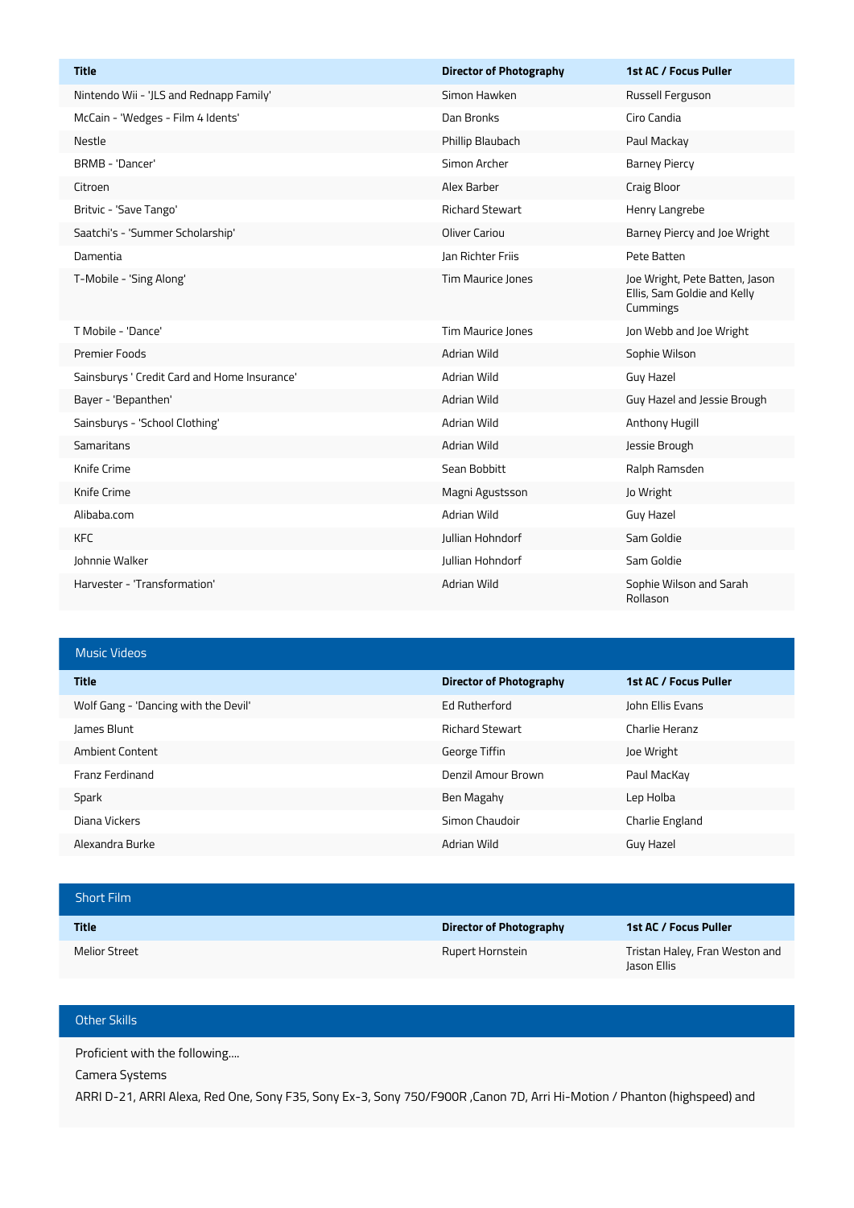| Title | Director of Photography | 1st AC / Focus Puller |
|---|---|---|
| Nintendo Wii - 'JLS and Rednapp Family' | Simon Hawken | Russell Ferguson |
| McCain - 'Wedges - Film 4 Idents' | Dan Bronks | Ciro Candia |
| Nestle | Phillip Blaubach | Paul Mackay |
| BRMB - 'Dancer' | Simon Archer | Barney Piercy |
| Citroen | Alex Barber | Craig Bloor |
| Britvic - 'Save Tango' | Richard Stewart | Henry Langrebe |
| Saatchi's - 'Summer Scholarship' | Oliver Cariou | Barney Piercy and Joe Wright |
| Damentia | Jan Richter Friis | Pete Batten |
| T-Mobile - 'Sing Along' | Tim Maurice Jones | Joe Wright, Pete Batten, Jason Ellis, Sam Goldie and Kelly Cummings |
| T Mobile - 'Dance' | Tim Maurice Jones | Jon Webb and Joe Wright |
| Premier Foods | Adrian Wild | Sophie Wilson |
| Sainsburys ' Credit Card and Home Insurance' | Adrian Wild | Guy Hazel |
| Bayer - 'Bepanthen' | Adrian Wild | Guy Hazel and Jessie Brough |
| Sainsburys - 'School Clothing' | Adrian Wild | Anthony Hugill |
| Samaritans | Adrian Wild | Jessie Brough |
| Knife Crime | Sean Bobbitt | Ralph Ramsden |
| Knife Crime | Magni Agustsson | Jo Wright |
| Alibaba.com | Adrian Wild | Guy Hazel |
| KFC | Jullian Hohndorf | Sam Goldie |
| Johnnie Walker | Jullian Hohndorf | Sam Goldie |
| Harvester - 'Transformation' | Adrian Wild | Sophie Wilson and Sarah Rollason |

## Music Videos

| Title | Director of Photography | 1st AC / Focus Puller |
|---|---|---|
| Wolf Gang - 'Dancing with the Devil' | Ed Rutherford | John Ellis Evans |
| James Blunt | Richard Stewart | Charlie Heranz |
| Ambient Content | George Tiffin | Joe Wright |
| Franz Ferdinand | Denzil Amour Brown | Paul MacKay |
| Spark | Ben Magahy | Lep Holba |
| Diana Vickers | Simon Chaudoir | Charlie England |
| Alexandra Burke | Adrian Wild | Guy Hazel |

## Short Film

| Title | Director of Photography | 1st AC / Focus Puller |
|---|---|---|
| Melior Street | Rupert Hornstein | Tristan Haley, Fran Weston and Jason Ellis |

## Other Skills

Proficient with the following....

Camera Systems

ARRI D-21, ARRI Alexa, Red One, Sony F35, Sony Ex-3, Sony 750/F900R ,Canon 7D, Arri Hi-Motion / Phanton (highspeed) and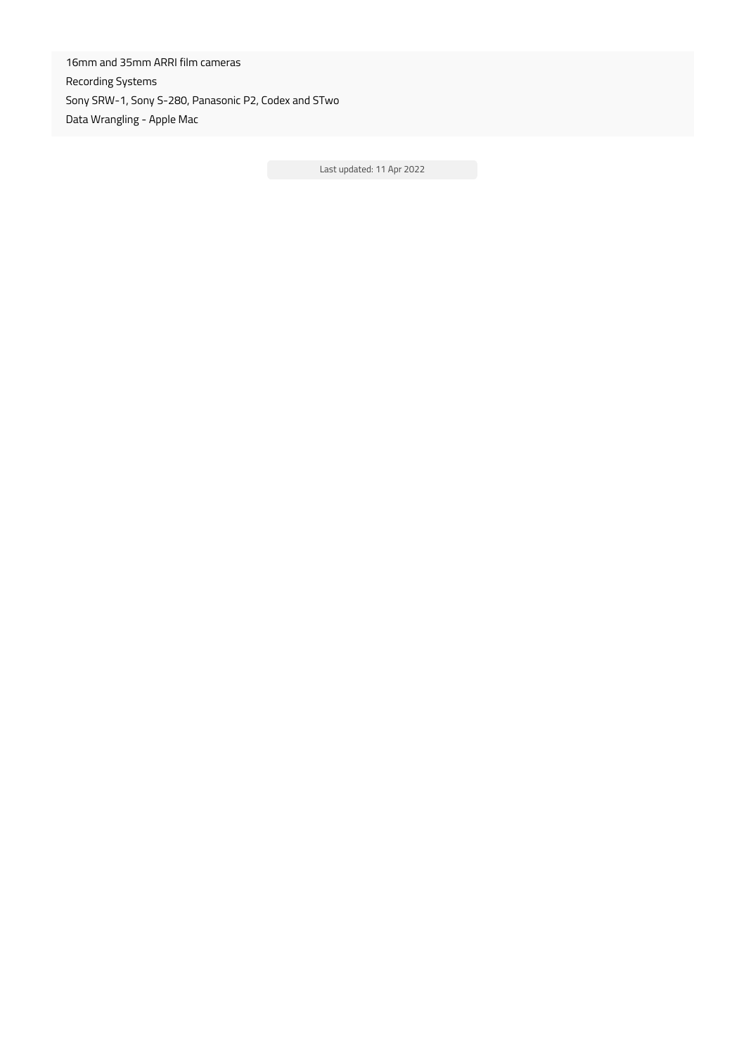16mm and 35mm ARRI film cameras

Recording Systems

Sony SRW-1, Sony S-280, Panasonic P2, Codex and STwo

Data Wrangling - Apple Mac

Last updated: 11 Apr 2022